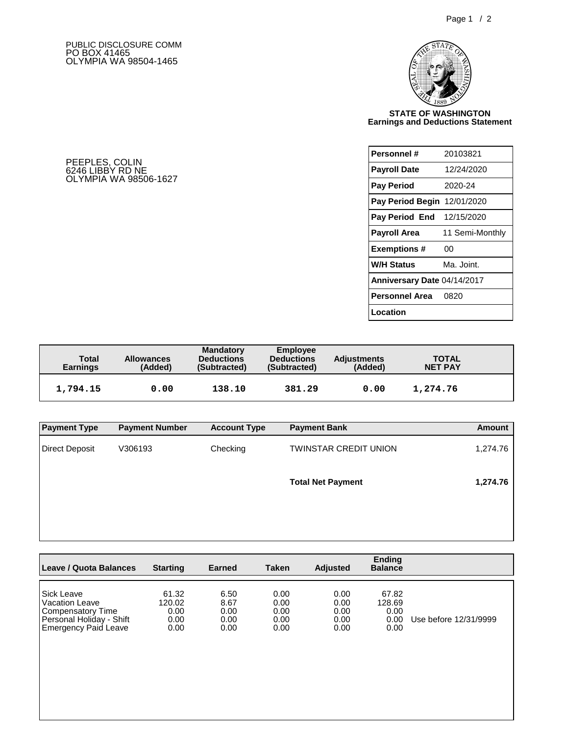PUBLIC DISCLOSURE COMM
PO BOX 41465
OLYMPIA WA 98504-1465

**STATE OF WASHINGTON**
**Earnings and Deductions Statement**

PEEPLES, COLIN
6246 LIBBY RD NE
OLYMPIA WA 98506-1627

| | |
|---|---|
| **Personnel #** | 20103821 |
| **Payroll Date** | 12/24/2020 |
| **Pay Period** | 2020-24 |
| **Pay Period Begin** | 12/01/2020 |
| **Pay Period End** | 12/15/2020 |
| **Payroll Area** | 11 Semi-Monthly |
| **Exemptions #** | 00 |
| **W/H Status** | Ma. Joint. |
| **Anniversary Date** | 04/14/2017 |
| **Personnel Area** | 0820 |
| **Location** | |

| Total Earnings | Allowances (Added) | Mandatory Deductions (Subtracted) | Employee Deductions (Subtracted) | Adjustments (Added) | TOTAL NET PAY |
|---|---|---|---|---|---|
| 1,794.15 | 0.00 | 138.10 | 381.29 | 0.00 | 1,274.76 |

| Payment Type | Payment Number | Account Type | Payment Bank | Amount |
|---|---|---|---|---|
| Direct Deposit | V306193 | Checking | TWINSTAR CREDIT UNION | 1,274.76 |
| | | | **Total Net Payment** | **1,274.76** |

| Leave / Quota Balances | Starting | Earned | Taken | Adjusted | Ending Balance | |
|---|---|---|---|---|---|---|
| Sick Leave | 61.32 | 6.50 | 0.00 | 0.00 | 67.82 | |
| Vacation Leave | 120.02 | 8.67 | 0.00 | 0.00 | 128.69 | |
| Compensatory Time | 0.00 | 0.00 | 0.00 | 0.00 | 0.00 | |
| Personal Holiday - Shift | 0.00 | 0.00 | 0.00 | 0.00 | 0.00 | Use before 12/31/9999 |
| Emergency Paid Leave | 0.00 | 0.00 | 0.00 | 0.00 | 0.00 | |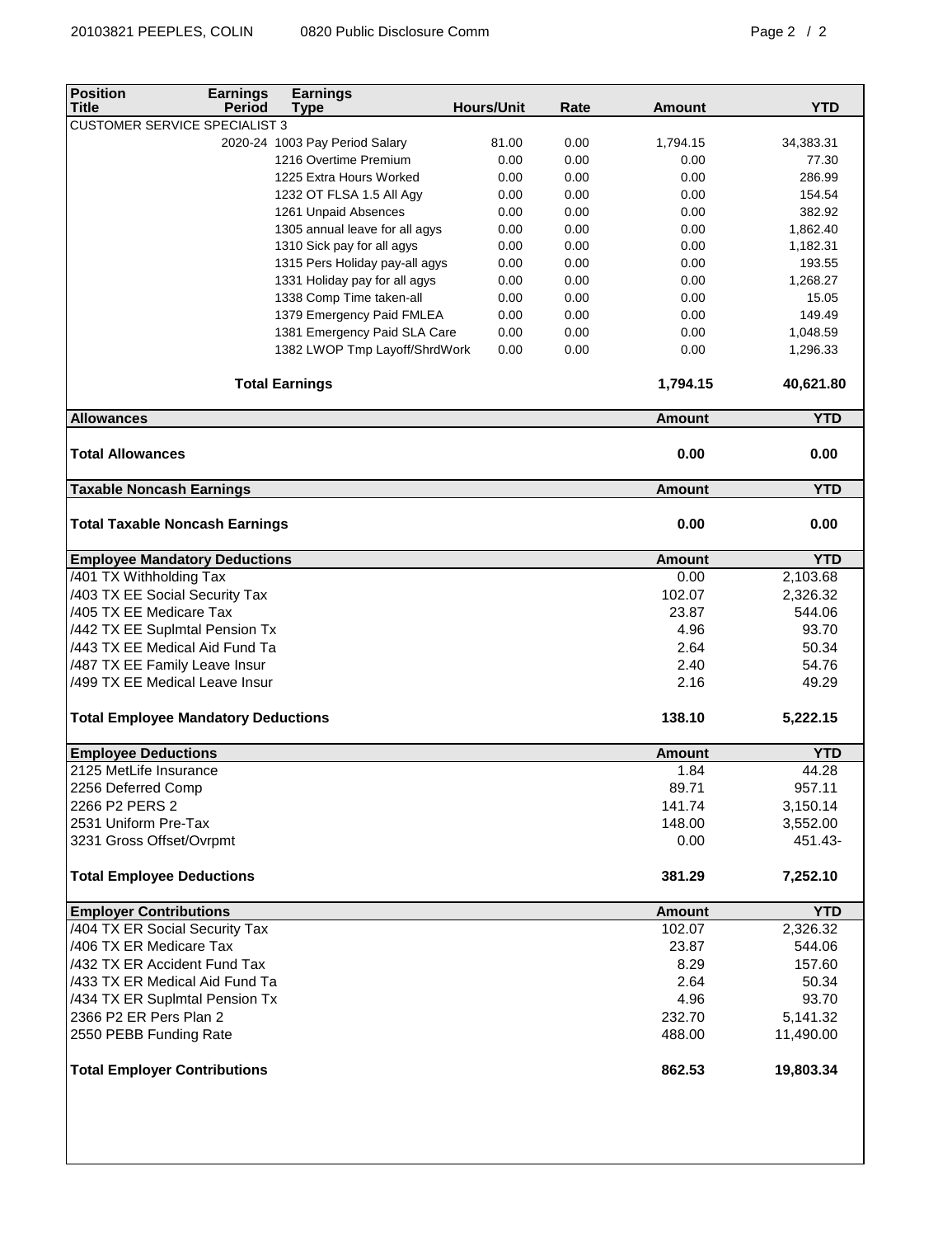| Position Title | Earnings Period | Earnings Type | Hours/Unit | Rate | Amount | YTD |
|---|---|---|---|---|---|---|
| CUSTOMER SERVICE SPECIALIST 3 | | | | | | |
| | 2020-24 | 1003 Pay Period Salary | 81.00 | 0.00 | 1,794.15 | 34,383.31 |
| | | 1216 Overtime Premium | 0.00 | 0.00 | 0.00 | 77.30 |
| | | 1225 Extra Hours Worked | 0.00 | 0.00 | 0.00 | 286.99 |
| | | 1232 OT FLSA 1.5 All Agy | 0.00 | 0.00 | 0.00 | 154.54 |
| | | 1261 Unpaid Absences | 0.00 | 0.00 | 0.00 | 382.92 |
| | | 1305 annual leave for all agys | 0.00 | 0.00 | 0.00 | 1,862.40 |
| | | 1310 Sick pay for all agys | 0.00 | 0.00 | 0.00 | 1,182.31 |
| | | 1315 Pers Holiday pay-all agys | 0.00 | 0.00 | 0.00 | 193.55 |
| | | 1331 Holiday pay for all agys | 0.00 | 0.00 | 0.00 | 1,268.27 |
| | | 1338 Comp Time taken-all | 0.00 | 0.00 | 0.00 | 15.05 |
| | | 1379 Emergency Paid FMLEA | 0.00 | 0.00 | 0.00 | 149.49 |
| | | 1381 Emergency Paid SLA Care | 0.00 | 0.00 | 0.00 | 1,048.59 |
| | | 1382 LWOP Tmp Layoff/ShrdWork | 0.00 | 0.00 | 0.00 | 1,296.33 |
| | | **Total Earnings** | | | **1,794.15** | **40,621.80** |

| Allowances | Amount | YTD |
|---|---|---|
| **Total Allowances** | **0.00** | **0.00** |

| Taxable Noncash Earnings | Amount | YTD |
|---|---|---|
| **Total Taxable Noncash Earnings** | **0.00** | **0.00** |

| Employee Mandatory Deductions | Amount | YTD |
|---|---|---|
| /401 TX Withholding Tax | 0.00 | 2,103.68 |
| /403 TX EE Social Security Tax | 102.07 | 2,326.32 |
| /405 TX EE Medicare Tax | 23.87 | 544.06 |
| /442 TX EE Suplmtal Pension Tx | 4.96 | 93.70 |
| /443 TX EE Medical Aid Fund Ta | 2.64 | 50.34 |
| /487 TX EE Family Leave Insur | 2.40 | 54.76 |
| /499 TX EE Medical Leave Insur | 2.16 | 49.29 |
| **Total Employee Mandatory Deductions** | **138.10** | **5,222.15** |

| Employee Deductions | Amount | YTD |
|---|---|---|
| 2125 MetLife Insurance | 1.84 | 44.28 |
| 2256 Deferred Comp | 89.71 | 957.11 |
| 2266 P2 PERS 2 | 141.74 | 3,150.14 |
| 2531 Uniform Pre-Tax | 148.00 | 3,552.00 |
| 3231 Gross Offset/Ovrpmt | 0.00 | 451.43- |
| **Total Employee Deductions** | **381.29** | **7,252.10** |

| Employer Contributions | Amount | YTD |
|---|---|---|
| /404 TX ER Social Security Tax | 102.07 | 2,326.32 |
| /406 TX ER Medicare Tax | 23.87 | 544.06 |
| /432 TX ER Accident Fund Tax | 8.29 | 157.60 |
| /433 TX ER Medical Aid Fund Ta | 2.64 | 50.34 |
| /434 TX ER Suplmtal Pension Tx | 4.96 | 93.70 |
| 2366 P2 ER Pers Plan 2 | 232.70 | 5,141.32 |
| 2550 PEBB Funding Rate | 488.00 | 11,490.00 |
| **Total Employer Contributions** | **862.53** | **19,803.34** |